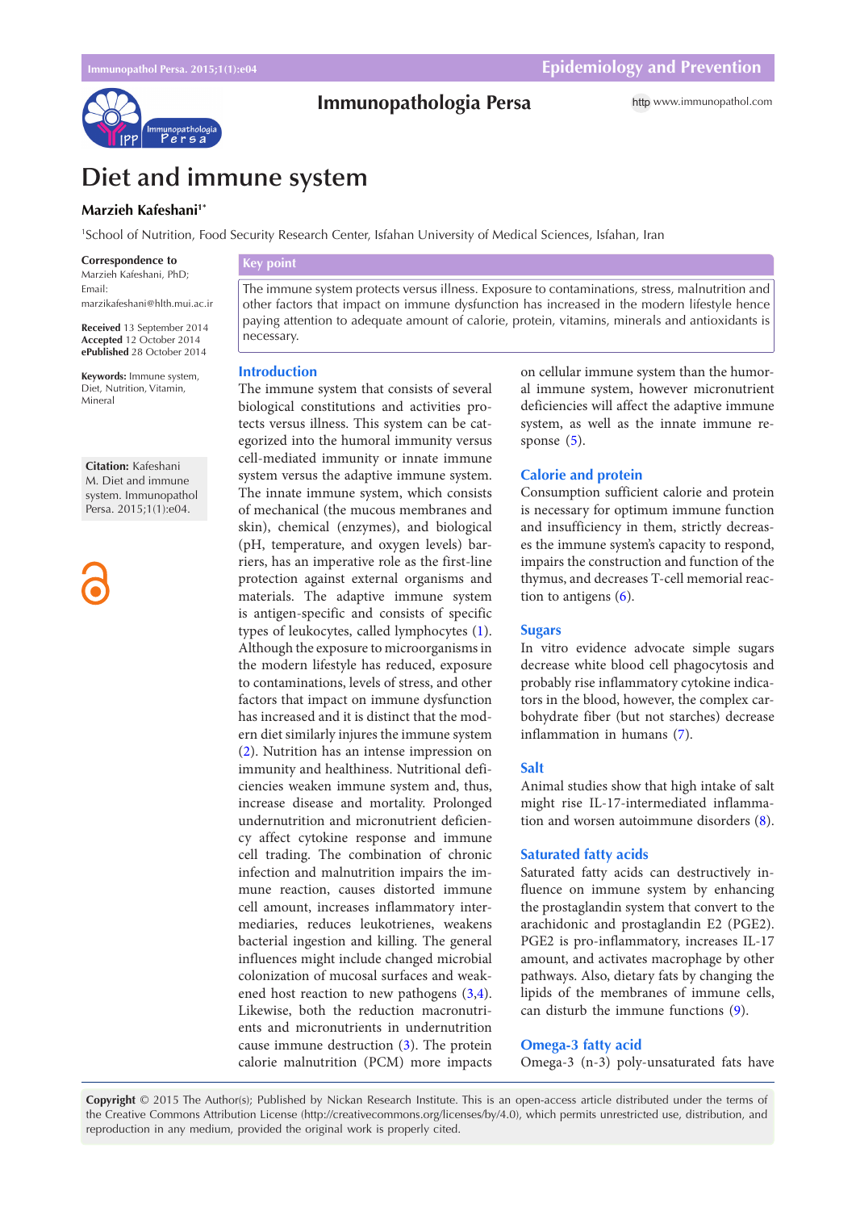Epidemiology and Prevention

# Diet and immune system

**Marzieh Kafeshani**[1*]

[1]School of Nutrition, Food Security Research Center, Isfahan University of Medical Sciences, Isfahan, Iran

**Correspondence to**
Marzieh Kafeshani, PhD;
Email: marzikafeshani@hlth.mui.ac.ir

**Received** 13 September 2014
**Accepted** 12 October 2014
**ePublished** 28 October 2014

**Keywords:** Immune system, Diet, Nutrition, Vitamin, Mineral

**Citation:** Kafeshani M. Diet and immune system. Immunopathol Persa. 2015;1(1):e04.

**Key point**

The immune system protects versus illness. Exposure to contaminations, stress, malnutrition and other factors that impact on immune dysfunction has increased in the modern lifestyle hence paying attention to adequate amount of calorie, protein, vitamins, minerals and antioxidants is necessary.

## Introduction

The immune system that consists of several biological constitutions and activities protects versus illness. This system can be categorized into the humoral immunity versus cell-mediated immunity or innate immune system versus the adaptive immune system. The innate immune system, which consists of mechanical (the mucous membranes and skin), chemical (enzymes), and biological (pH, temperature, and oxygen levels) barriers, has an imperative role as the first-line protection against external organisms and materials. The adaptive immune system is antigen-specific and consists of specific types of leukocytes, called lymphocytes (1). Although the exposure to microorganisms in the modern lifestyle has reduced, exposure to contaminations, levels of stress, and other factors that impact on immune dysfunction has increased and it is distinct that the modern diet similarly injures the immune system (2). Nutrition has an intense impression on immunity and healthiness. Nutritional deficiencies weaken immune system and, thus, increase disease and mortality. Prolonged undernutrition and micronutrient deficiency affect cytokine response and immune cell trading. The combination of chronic infection and malnutrition impairs the immune reaction, causes distorted immune cell amount, increases inflammatory intermediaries, reduces leukotrienes, weakens bacterial ingestion and killing. The general influences might include changed microbial colonization of mucosal surfaces and weakened host reaction to new pathogens (3,4). Likewise, both the reduction macronutrients and micronutrients in undernutrition cause immune destruction (3). The protein calorie malnutrition (PCM) more impacts on cellular immune system than the humoral immune system, however micronutrient deficiencies will affect the adaptive immune system, as well as the innate immune response (5).

## Calorie and protein

Consumption sufficient calorie and protein is necessary for optimum immune function and insufficiency in them, strictly decreases the immune system's capacity to respond, impairs the construction and function of the thymus, and decreases T-cell memorial reaction to antigens (6).

## Sugars

In vitro evidence advocate simple sugars decrease white blood cell phagocytosis and probably rise inflammatory cytokine indicators in the blood, however, the complex carbohydrate fiber (but not starches) decrease inflammation in humans (7).

## Salt

Animal studies show that high intake of salt might rise IL-17-intermediated inflammation and worsen autoimmune disorders (8).

## Saturated fatty acids

Saturated fatty acids can destructively influence on immune system by enhancing the prostaglandin system that convert to the arachidonic and prostaglandin E2 (PGE2). PGE2 is pro-inflammatory, increases IL-17 amount, and activates macrophage by other pathways. Also, dietary fats by changing the lipids of the membranes of immune cells, can disturb the immune functions (9).

## Omega-3 fatty acid

Omega-3 (n-3) poly-unsaturated fats have

**Copyright** © 2015 The Author(s); Published by Nickan Research Institute. This is an open-access article distributed under the terms of the Creative Commons Attribution License (http://creativecommons.org/licenses/by/4.0), which permits unrestricted use, distribution, and reproduction in any medium, provided the original work is properly cited.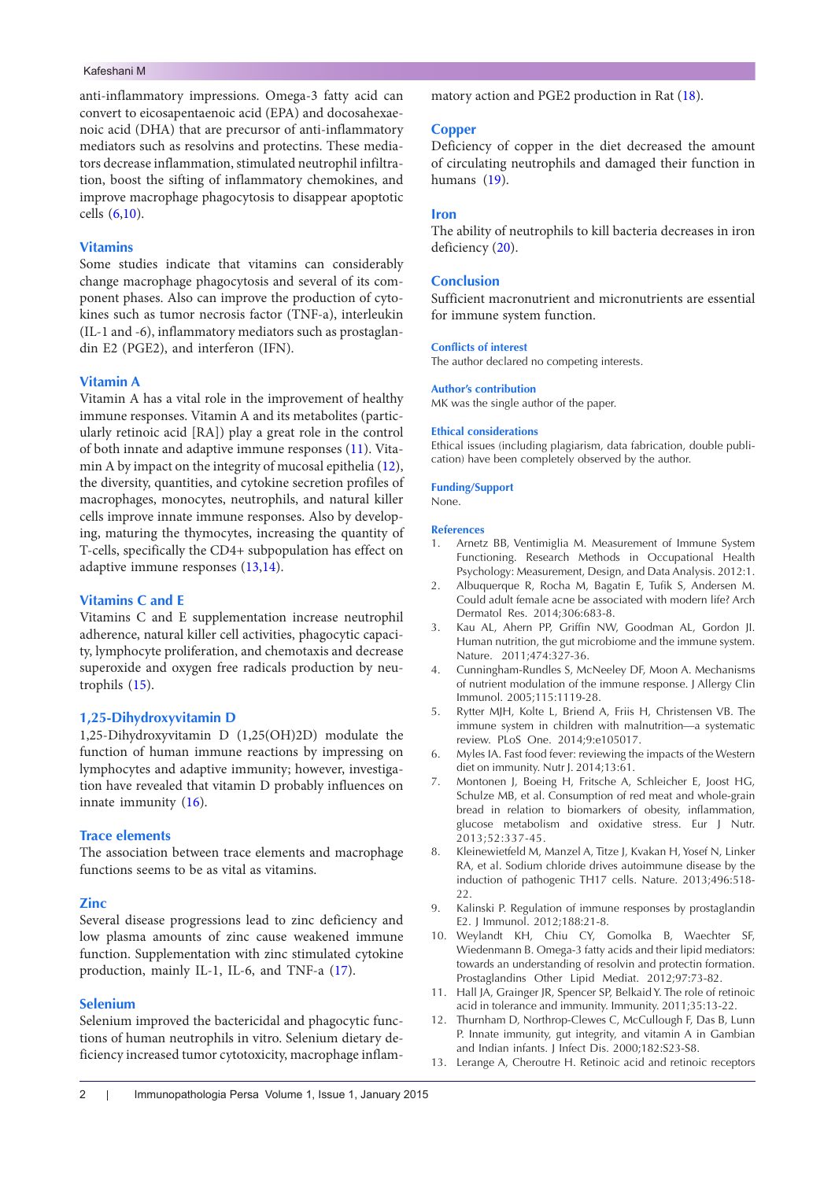anti-inflammatory impressions. Omega-3 fatty acid can convert to eicosapentaenoic acid (EPA) and docosahexaenoic acid (DHA) that are precursor of anti-inflammatory mediators such as resolvins and protectins. These mediators decrease inflammation, stimulated neutrophil infiltration, boost the sifting of inflammatory chemokines, and improve macrophage phagocytosis to disappear apoptotic cells (6,10).

## Vitamins

Some studies indicate that vitamins can considerably change macrophage phagocytosis and several of its component phases. Also can improve the production of cytokines such as tumor necrosis factor (TNF-a), interleukin (IL-1 and -6), inflammatory mediators such as prostaglandin E2 (PGE2), and interferon (IFN).

## Vitamin A

Vitamin A has a vital role in the improvement of healthy immune responses. Vitamin A and its metabolites (particularly retinoic acid [RA]) play a great role in the control of both innate and adaptive immune responses (11). Vitamin A by impact on the integrity of mucosal epithelia (12), the diversity, quantities, and cytokine secretion profiles of macrophages, monocytes, neutrophils, and natural killer cells improve innate immune responses. Also by developing, maturing the thymocytes, increasing the quantity of T-cells, specifically the CD4+ subpopulation has effect on adaptive immune responses (13,14).

## Vitamins C and E

Vitamins C and E supplementation increase neutrophil adherence, natural killer cell activities, phagocytic capacity, lymphocyte proliferation, and chemotaxis and decrease superoxide and oxygen free radicals production by neutrophils (15).

## 1,25-Dihydroxyvitamin D

1,25-Dihydroxyvitamin D (1,25(OH)2D) modulate the function of human immune reactions by impressing on lymphocytes and adaptive immunity; however, investigation have revealed that vitamin D probably influences on innate immunity (16).

## Trace elements

The association between trace elements and macrophage functions seems to be as vital as vitamins.

## Zinc

Several disease progressions lead to zinc deficiency and low plasma amounts of zinc cause weakened immune function. Supplementation with zinc stimulated cytokine production, mainly IL-1, IL-6, and TNF-a (17).

## Selenium

Selenium improved the bactericidal and phagocytic functions of human neutrophils in vitro. Selenium dietary deficiency increased tumor cytotoxicity, macrophage inflammatory action and PGE2 production in Rat (18).

## Copper

Deficiency of copper in the diet decreased the amount of circulating neutrophils and damaged their function in humans (19).

## Iron

The ability of neutrophils to kill bacteria decreases in iron deficiency (20).

## Conclusion

Sufficient macronutrient and micronutrients are essential for immune system function.

### Conflicts of interest

The author declared no competing interests.

### Author's contribution

MK was the single author of the paper.

### Ethical considerations

Ethical issues (including plagiarism, data fabrication, double publication) have been completely observed by the author.

### Funding/Support

None.

### References

1. Arnetz BB, Ventimiglia M. Measurement of Immune System Functioning. Research Methods in Occupational Health Psychology: Measurement, Design, and Data Analysis. 2012:1.
2. Albuquerque R, Rocha M, Bagatin E, Tufik S, Andersen M. Could adult female acne be associated with modern life? Arch Dermatol Res. 2014;306:683-8.
3. Kau AL, Ahern PP, Griffin NW, Goodman AL, Gordon JI. Human nutrition, the gut microbiome and the immune system. Nature. 2011;474:327-36.
4. Cunningham-Rundles S, McNeeley DF, Moon A. Mechanisms of nutrient modulation of the immune response. J Allergy Clin Immunol. 2005;115:1119-28.
5. Rytter MJH, Kolte L, Briend A, Friis H, Christensen VB. The immune system in children with malnutrition—a systematic review. PLoS One. 2014;9:e105017.
6. Myles IA. Fast food fever: reviewing the impacts of the Western diet on immunity. Nutr J. 2014;13:61.
7. Montonen J, Boeing H, Fritsche A, Schleicher E, Joost HG, Schulze MB, et al. Consumption of red meat and whole-grain bread in relation to biomarkers of obesity, inflammation, glucose metabolism and oxidative stress. Eur J Nutr. 2013;52:337-45.
8. Kleinewietfeld M, Manzel A, Titze J, Kvakan H, Yosef N, Linker RA, et al. Sodium chloride drives autoimmune disease by the induction of pathogenic TH17 cells. Nature. 2013;496:518-22.
9. Kalinski P. Regulation of immune responses by prostaglandin E2. J Immunol. 2012;188:21-8.
10. Weylandt KH, Chiu CY, Gomolka B, Waechter SF, Wiedenmann B. Omega-3 fatty acids and their lipid mediators: towards an understanding of resolvin and protectin formation. Prostaglandins Other Lipid Mediat. 2012;97:73-82.
11. Hall JA, Grainger JR, Spencer SP, Belkaid Y. The role of retinoic acid in tolerance and immunity. Immunity. 2011;35:13-22.
12. Thurnham D, Northrop-Clewes C, McCullough F, Das B, Lunn P. Innate immunity, gut integrity, and vitamin A in Gambian and Indian infants. J Infect Dis. 2000;182:S23-S8.
13. Lerange A, Cheroutre H. Retinoic acid and retinoic receptors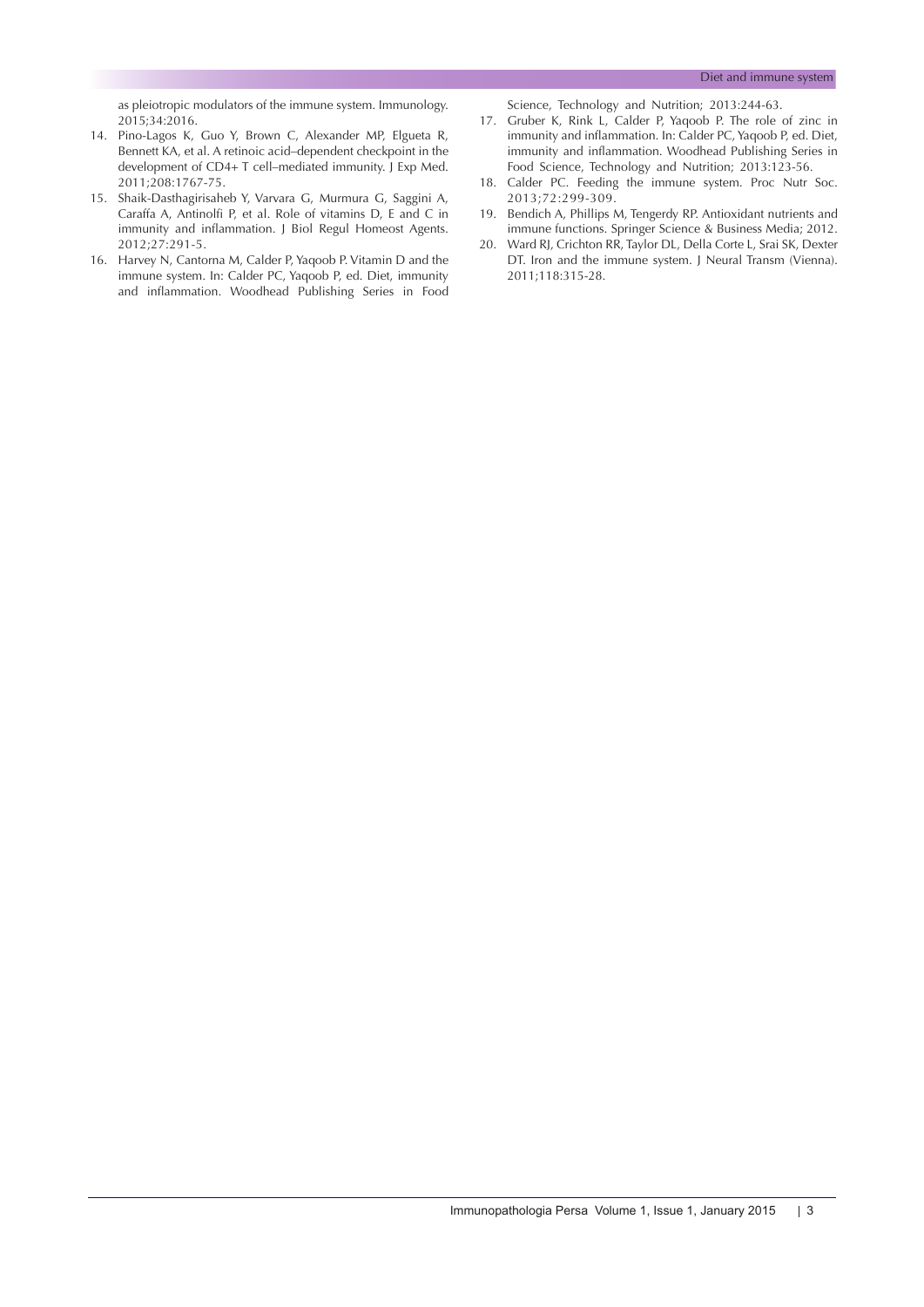as pleiotropic modulators of the immune system. Immunology. 2015;34:2016.

14. Pino-Lagos K, Guo Y, Brown C, Alexander MP, Elgueta R, Bennett KA, et al. A retinoic acid–dependent checkpoint in the development of CD4+ T cell–mediated immunity. J Exp Med. 2011;208:1767-75.
15. Shaik-Dasthagirisaheb Y, Varvara G, Murmura G, Saggini A, Caraffa A, Antinolfi P, et al. Role of vitamins D, E and C in immunity and inflammation. J Biol Regul Homeost Agents. 2012;27:291-5.
16. Harvey N, Cantorna M, Calder P, Yaqoob P. Vitamin D and the immune system. In: Calder PC, Yaqoob P, ed. Diet, immunity and inflammation. Woodhead Publishing Series in Food Science, Technology and Nutrition; 2013:244-63.
17. Gruber K, Rink L, Calder P, Yaqoob P. The role of zinc in immunity and inflammation. In: Calder PC, Yaqoob P, ed. Diet, immunity and inflammation. Woodhead Publishing Series in Food Science, Technology and Nutrition; 2013:123-56.
18. Calder PC. Feeding the immune system. Proc Nutr Soc. 2013;72:299-309.
19. Bendich A, Phillips M, Tengerdy RP. Antioxidant nutrients and immune functions. Springer Science & Business Media; 2012.
20. Ward RJ, Crichton RR, Taylor DL, Della Corte L, Srai SK, Dexter DT. Iron and the immune system. J Neural Transm (Vienna). 2011;118:315-28.